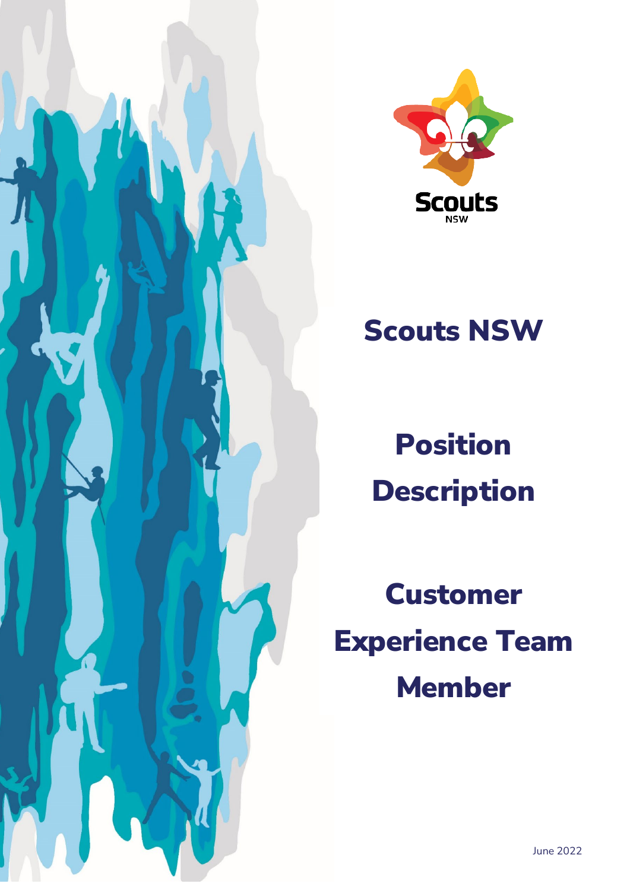# Scouts NSW

# Position Description

# Customer Experience Team Member

June 2022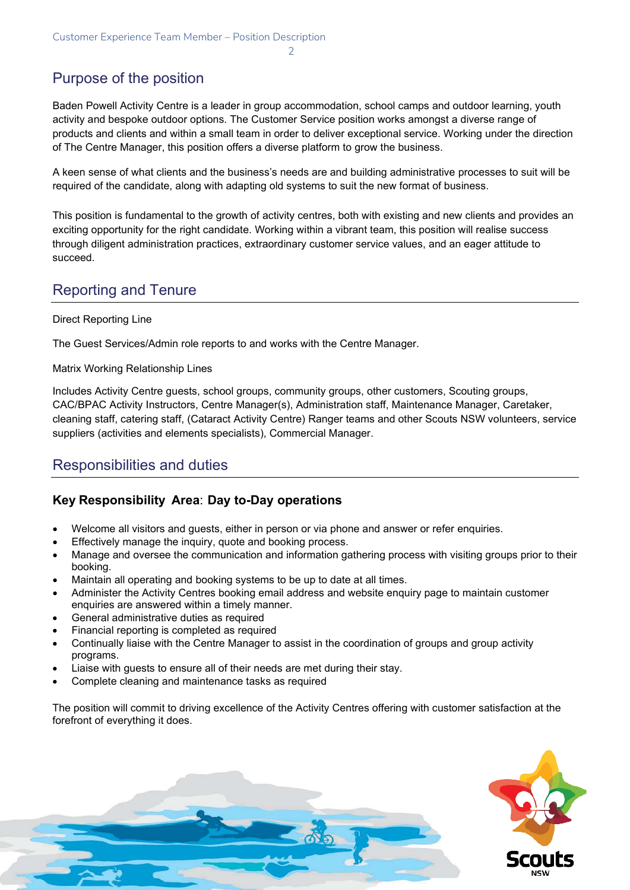## Purpose of the position

Baden Powell Activity Centre is a leader in group accommodation, school camps and outdoor learning, youth activity and bespoke outdoor options. The Customer Service position works amongst a diverse range of products and clients and within a small team in order to deliver exceptional service. Working under the direction of The Centre Manager, this position offers a diverse platform to grow the business.

A keen sense of what clients and the business's needs are and building administrative processes to suit will be required of the candidate, along with adapting old systems to suit the new format of business.

This position is fundamental to the growth of activity centres, both with existing and new clients and provides an exciting opportunity for the right candidate. Working within a vibrant team, this position will realise success through diligent administration practices, extraordinary customer service values, and an eager attitude to succeed.

## Reporting and Tenure

Direct Reporting Line

The Guest Services/Admin role reports to and works with the Centre Manager.

Matrix Working Relationship Lines

Includes Activity Centre guests, school groups, community groups, other customers, Scouting groups, CAC/BPAC Activity Instructors, Centre Manager(s), Administration staff, Maintenance Manager, Caretaker, cleaning staff, catering staff, (Cataract Activity Centre) Ranger teams and other Scouts NSW volunteers, service suppliers (activities and elements specialists), Commercial Manager.

## Responsibilities and duties

### Key Responsibility Area: Day to-Day operations

- Welcome all visitors and guests, either in person or via phone and answer or refer enquiries.
- Effectively manage the inquiry, quote and booking process.
- Manage and oversee the communication and information gathering process with visiting groups prior to their booking.
- Maintain all operating and booking systems to be up to date at all times.
- Administer the Activity Centres booking email address and website enquiry page to maintain customer enquiries are answered within a timely manner.
- General administrative duties as required
- Financial reporting is completed as required
- Continually liaise with the Centre Manager to assist in the coordination of groups and group activity programs.
- Liaise with guests to ensure all of their needs are met during their stay.
- Complete cleaning and maintenance tasks as required

The position will commit to driving excellence of the Activity Centres offering with customer satisfaction at the forefront of everything it does.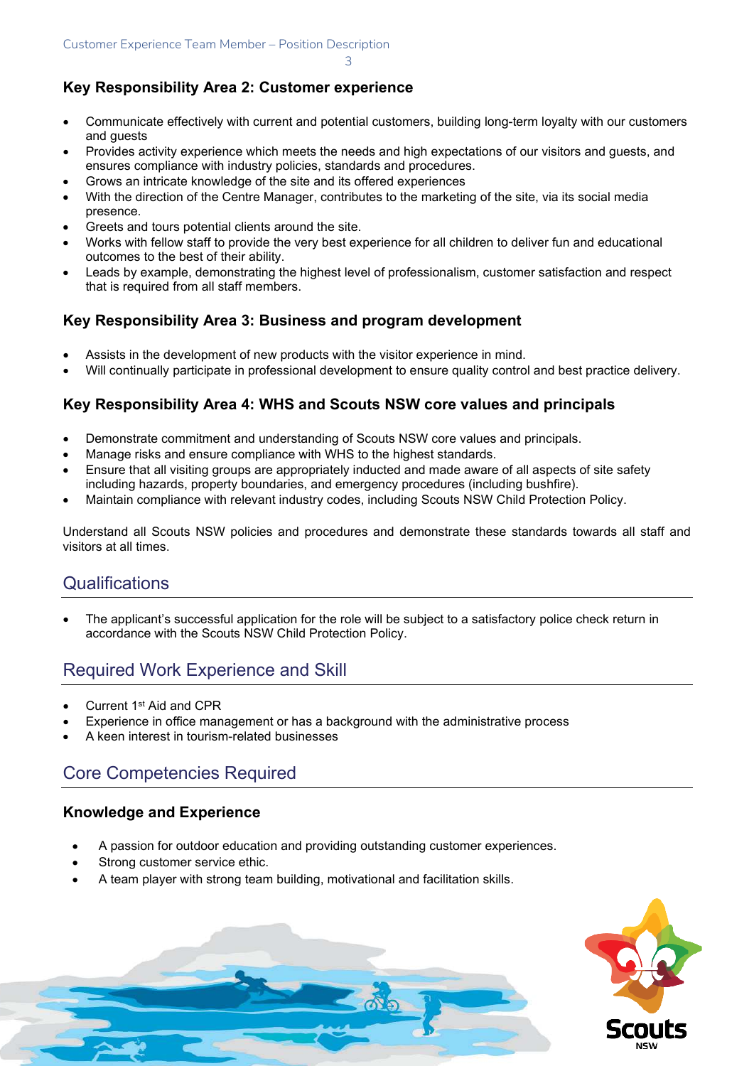### Key Responsibility Area 2: Customer experience

- Communicate effectively with current and potential customers, building long-term loyalty with our customers and guests
- Provides activity experience which meets the needs and high expectations of our visitors and guests, and ensures compliance with industry policies, standards and procedures.
- Grows an intricate knowledge of the site and its offered experiences
- With the direction of the Centre Manager, contributes to the marketing of the site, via its social media presence.
- Greets and tours potential clients around the site.
- Works with fellow staff to provide the very best experience for all children to deliver fun and educational outcomes to the best of their ability.
- Leads by example, demonstrating the highest level of professionalism, customer satisfaction and respect that is required from all staff members.

### Key Responsibility Area 3: Business and program development

- Assists in the development of new products with the visitor experience in mind.
- Will continually participate in professional development to ensure quality control and best practice delivery.

### Key Responsibility Area 4: WHS and Scouts NSW core values and principals

- Demonstrate commitment and understanding of Scouts NSW core values and principals.
- Manage risks and ensure compliance with WHS to the highest standards.
- Ensure that all visiting groups are appropriately inducted and made aware of all aspects of site safety including hazards, property boundaries, and emergency procedures (including bushfire).
- Maintain compliance with relevant industry codes, including Scouts NSW Child Protection Policy.

Understand all Scouts NSW policies and procedures and demonstrate these standards towards all staff and visitors at all times.

## Qualifications

- The applicant's successful application for the role will be subject to a satisfactory police check return in accordance with the Scouts NSW Child Protection Policy.

## Required Work Experience and Skill

- Current 1st Aid and CPR
- Experience in office management or has a background with the administrative process
- A keen interest in tourism-related businesses

## Core Competencies Required

### Knowledge and Experience

- A passion for outdoor education and providing outstanding customer experiences.
- Strong customer service ethic.
- A team player with strong team building, motivational and facilitation skills.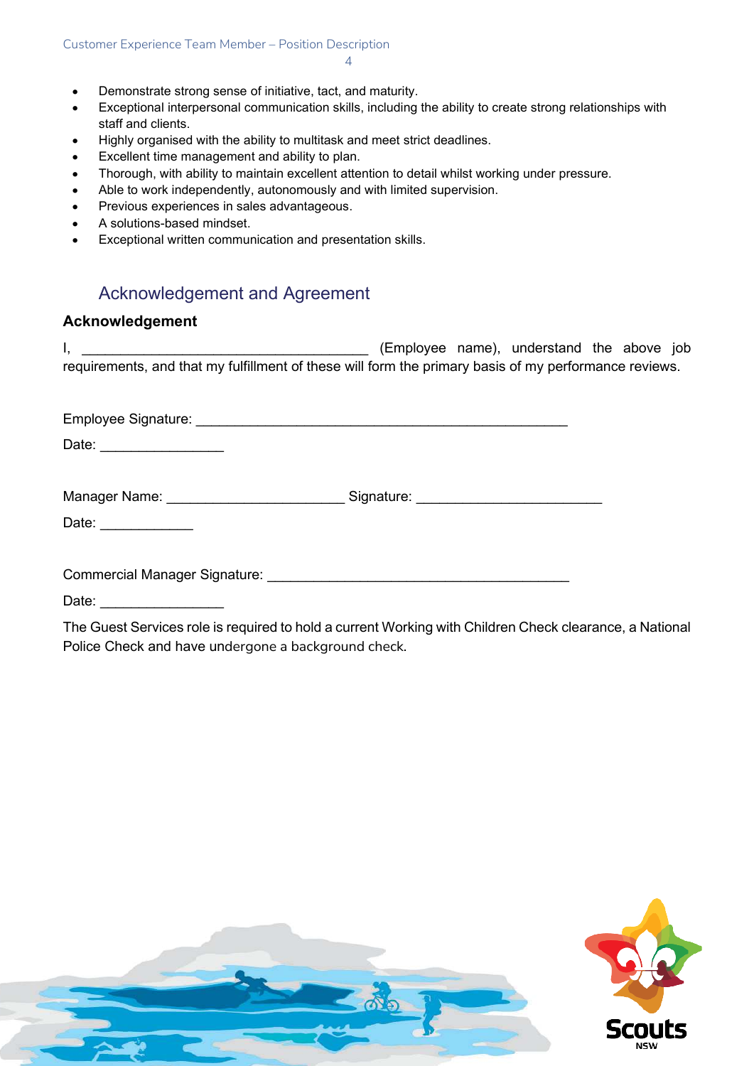- Demonstrate strong sense of initiative, tact, and maturity.
- Exceptional interpersonal communication skills, including the ability to create strong relationships with staff and clients.
- Highly organised with the ability to multitask and meet strict deadlines.
- Excellent time management and ability to plan.
- Thorough, with ability to maintain excellent attention to detail whilst working under pressure.
- Able to work independently, autonomously and with limited supervision.
- Previous experiences in sales advantageous.
- A solutions-based mindset.
- Exceptional written communication and presentation skills.

## Acknowledgement and Agreement

**Acknowledgement**

I, _____________________________________ (Employee name), understand the above job requirements, and that my fulfillment of these will form the primary basis of my performance reviews.

Employee Signature: ________________________________________________

Date: ________________

Manager Name: _______________________ Signature: ________________________

Date: ____________

Commercial Manager Signature: _______________________________________

Date: ________________

The Guest Services role is required to hold a current Working with Children Check clearance, a National Police Check and have undergone a background check.